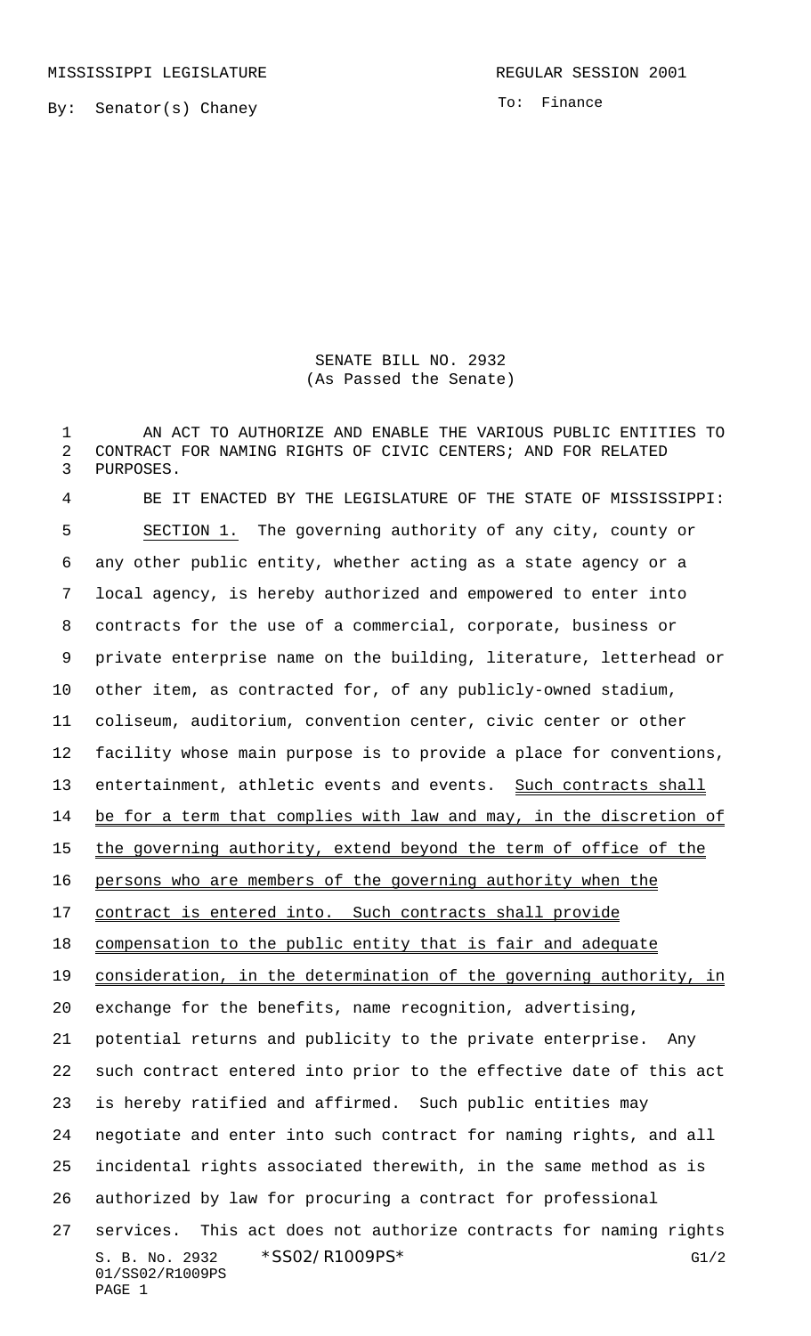MISSISSIPPI LEGISLATURE REGULAR SESSION 2001

By: Senator(s) Chaney

To: Finance

SENATE BILL NO. 2932
(As Passed the Senate)

AN ACT TO AUTHORIZE AND ENABLE THE VARIOUS PUBLIC ENTITIES TO CONTRACT FOR NAMING RIGHTS OF CIVIC CENTERS; AND FOR RELATED PURPOSES.

BE IT ENACTED BY THE LEGISLATURE OF THE STATE OF MISSISSIPPI:

SECTION 1. The governing authority of any city, county or any other public entity, whether acting as a state agency or a local agency, is hereby authorized and empowered to enter into contracts for the use of a commercial, corporate, business or private enterprise name on the building, literature, letterhead or other item, as contracted for, of any publicly-owned stadium, coliseum, auditorium, convention center, civic center or other facility whose main purpose is to provide a place for conventions, entertainment, athletic events and events. Such contracts shall be for a term that complies with law and may, in the discretion of the governing authority, extend beyond the term of office of the persons who are members of the governing authority when the contract is entered into. Such contracts shall provide compensation to the public entity that is fair and adequate consideration, in the determination of the governing authority, in exchange for the benefits, name recognition, advertising, potential returns and publicity to the private enterprise. Any such contract entered into prior to the effective date of this act is hereby ratified and affirmed. Such public entities may negotiate and enter into such contract for naming rights, and all incidental rights associated therewith, in the same method as is authorized by law for procuring a contract for professional services. This act does not authorize contracts for naming rights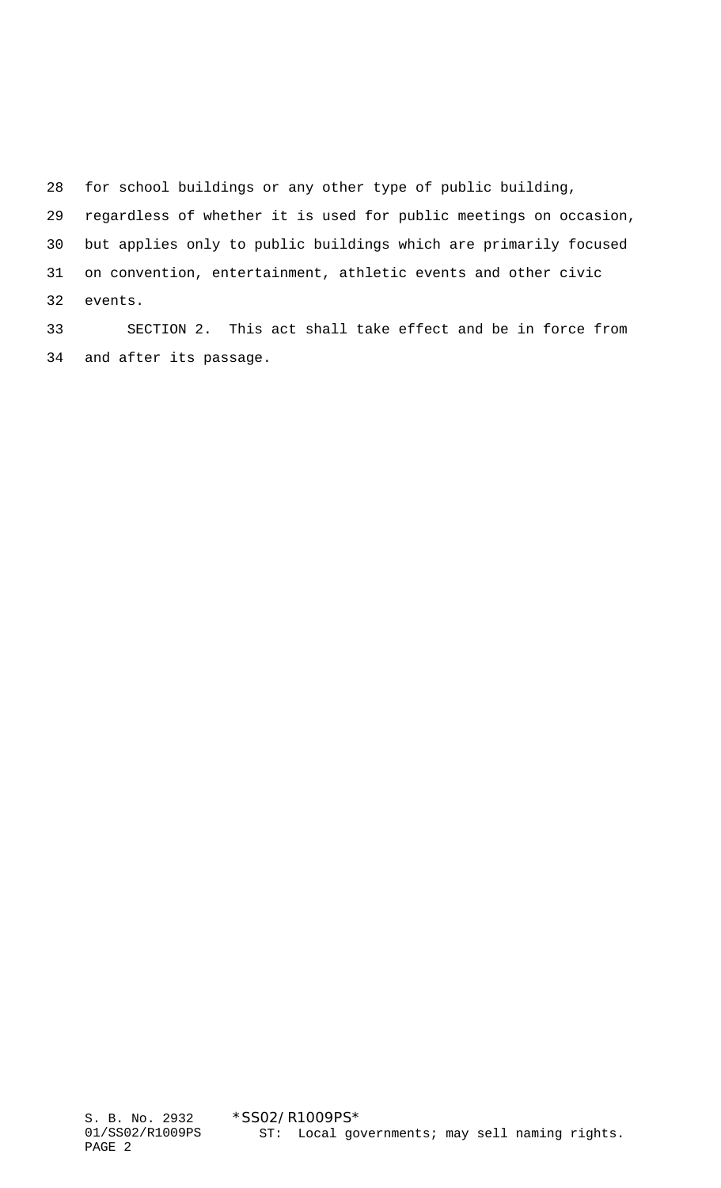for school buildings or any other type of public building, regardless of whether it is used for public meetings on occasion, but applies only to public buildings which are primarily focused on convention, entertainment, athletic events and other civic events.

SECTION 2. This act shall take effect and be in force from and after its passage.